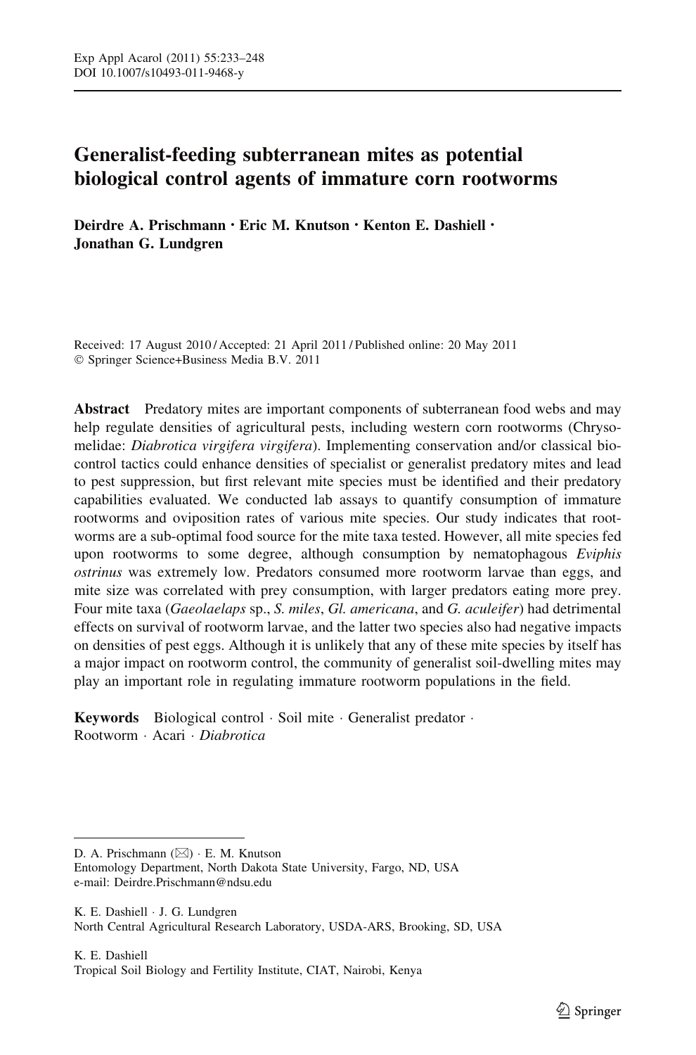# Generalist-feeding subterranean mites as potential biological control agents of immature corn rootworms

**Deirdre A. Prischmann · Eric M. Knutson · Kenton E. Dashiell · Jonathan G. Lundgren**

Received: 17 August 2010 / Accepted: 21 April 2011 / Published online: 20 May 2011
© Springer Science+Business Media B.V. 2011

**Abstract** Predatory mites are important components of subterranean food webs and may help regulate densities of agricultural pests, including western corn rootworms (Chrysomelidae: *Diabrotica virgifera virgifera*). Implementing conservation and/or classical biocontrol tactics could enhance densities of specialist or generalist predatory mites and lead to pest suppression, but first relevant mite species must be identified and their predatory capabilities evaluated. We conducted lab assays to quantify consumption of immature rootworms and oviposition rates of various mite species. Our study indicates that rootworms are a sub-optimal food source for the mite taxa tested. However, all mite species fed upon rootworms to some degree, although consumption by nematophagous *Eviphis ostrinus* was extremely low. Predators consumed more rootworm larvae than eggs, and mite size was correlated with prey consumption, with larger predators eating more prey. Four mite taxa (*Gaeolaelaps* sp., *S. miles*, *Gl. americana*, and *G. aculeifer*) had detrimental effects on survival of rootworm larvae, and the latter two species also had negative impacts on densities of pest eggs. Although it is unlikely that any of these mite species by itself has a major impact on rootworm control, the community of generalist soil-dwelling mites may play an important role in regulating immature rootworm populations in the field.

**Keywords** Biological control · Soil mite · Generalist predator · Rootworm · Acari · *Diabrotica*

---

D. A. Prischmann (✉) · E. M. Knutson
Entomology Department, North Dakota State University, Fargo, ND, USA
e-mail: Deirdre.Prischmann@ndsu.edu

K. E. Dashiell · J. G. Lundgren
North Central Agricultural Research Laboratory, USDA-ARS, Brooking, SD, USA

K. E. Dashiell
Tropical Soil Biology and Fertility Institute, CIAT, Nairobi, Kenya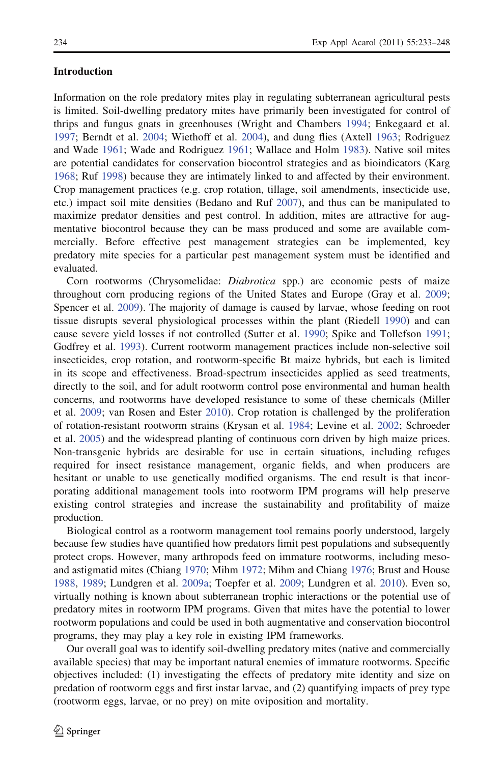## Introduction

Information on the role predatory mites play in regulating subterranean agricultural pests is limited. Soil-dwelling predatory mites have primarily been investigated for control of thrips and fungus gnats in greenhouses (Wright and Chambers 1994; Enkegaard et al. 1997; Berndt et al. 2004; Wiethoff et al. 2004), and dung flies (Axtell 1963; Rodriguez and Wade 1961; Wade and Rodriguez 1961; Wallace and Holm 1983). Native soil mites are potential candidates for conservation biocontrol strategies and as bioindicators (Karg 1968; Ruf 1998) because they are intimately linked to and affected by their environment. Crop management practices (e.g. crop rotation, tillage, soil amendments, insecticide use, etc.) impact soil mite densities (Bedano and Ruf 2007), and thus can be manipulated to maximize predator densities and pest control. In addition, mites are attractive for augmentative biocontrol because they can be mass produced and some are available commercially. Before effective pest management strategies can be implemented, key predatory mite species for a particular pest management system must be identified and evaluated.

Corn rootworms (Chrysomelidae: *Diabrotica* spp.) are economic pests of maize throughout corn producing regions of the United States and Europe (Gray et al. 2009; Spencer et al. 2009). The majority of damage is caused by larvae, whose feeding on root tissue disrupts several physiological processes within the plant (Riedell 1990) and can cause severe yield losses if not controlled (Sutter et al. 1990; Spike and Tollefson 1991; Godfrey et al. 1993). Current rootworm management practices include non-selective soil insecticides, crop rotation, and rootworm-specific Bt maize hybrids, but each is limited in its scope and effectiveness. Broad-spectrum insecticides applied as seed treatments, directly to the soil, and for adult rootworm control pose environmental and human health concerns, and rootworms have developed resistance to some of these chemicals (Miller et al. 2009; van Rosen and Ester 2010). Crop rotation is challenged by the proliferation of rotation-resistant rootworm strains (Krysan et al. 1984; Levine et al. 2002; Schroeder et al. 2005) and the widespread planting of continuous corn driven by high maize prices. Non-transgenic hybrids are desirable for use in certain situations, including refuges required for insect resistance management, organic fields, and when producers are hesitant or unable to use genetically modified organisms. The end result is that incorporating additional management tools into rootworm IPM programs will help preserve existing control strategies and increase the sustainability and profitability of maize production.

Biological control as a rootworm management tool remains poorly understood, largely because few studies have quantified how predators limit pest populations and subsequently protect crops. However, many arthropods feed on immature rootworms, including meso- and astigmatid mites (Chiang 1970; Mihm 1972; Mihm and Chiang 1976; Brust and House 1988, 1989; Lundgren et al. 2009a; Toepfer et al. 2009; Lundgren et al. 2010). Even so, virtually nothing is known about subterranean trophic interactions or the potential use of predatory mites in rootworm IPM programs. Given that mites have the potential to lower rootworm populations and could be used in both augmentative and conservation biocontrol programs, they may play a key role in existing IPM frameworks.

Our overall goal was to identify soil-dwelling predatory mites (native and commercially available species) that may be important natural enemies of immature rootworms. Specific objectives included: (1) investigating the effects of predatory mite identity and size on predation of rootworm eggs and first instar larvae, and (2) quantifying impacts of prey type (rootworm eggs, larvae, or no prey) on mite oviposition and mortality.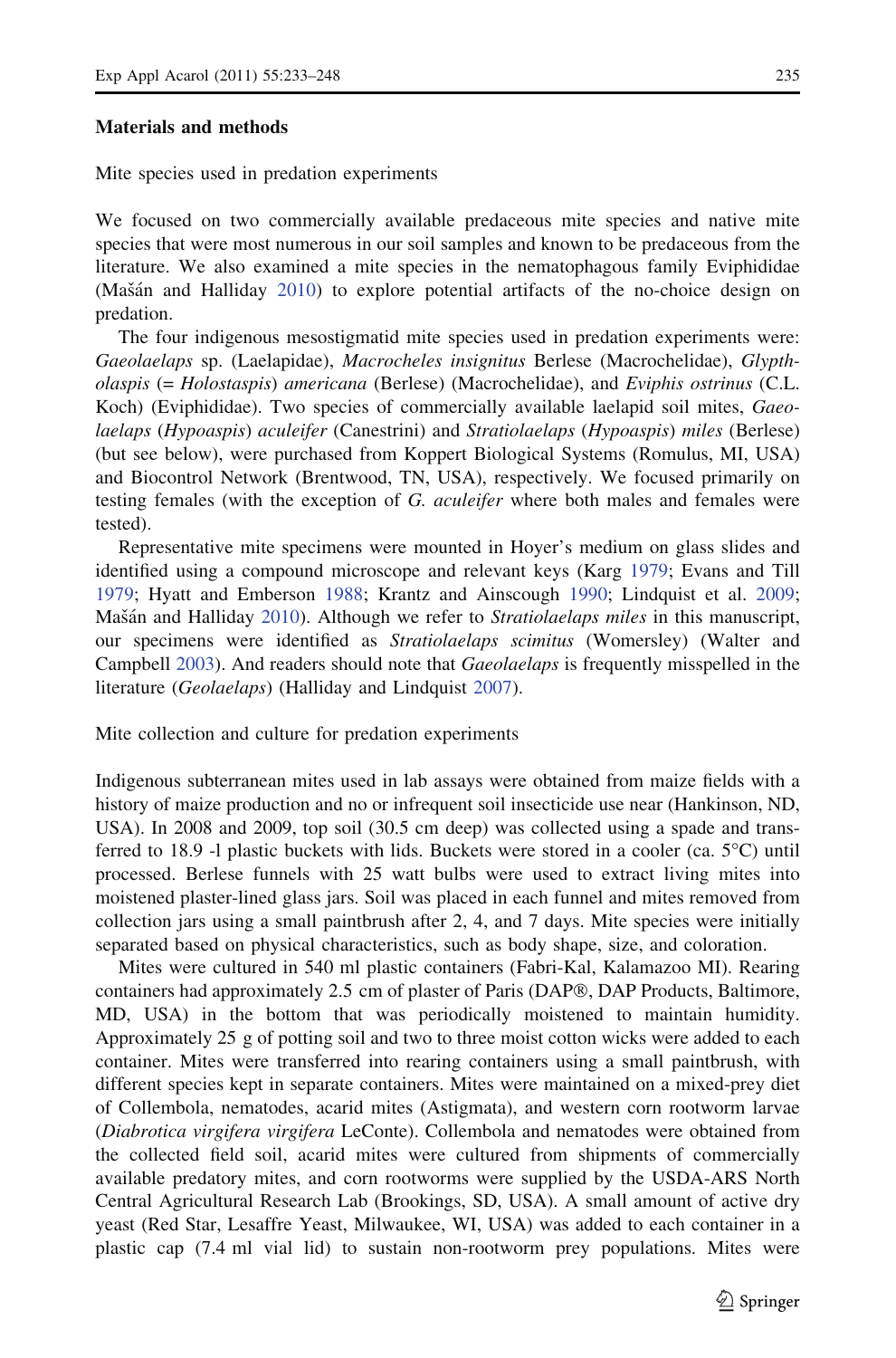## Materials and methods

### Mite species used in predation experiments

We focused on two commercially available predaceous mite species and native mite species that were most numerous in our soil samples and known to be predaceous from the literature. We also examined a mite species in the nematophagous family Eviphididae (Mašán and Halliday 2010) to explore potential artifacts of the no-choice design on predation.

The four indigenous mesostigmatid mite species used in predation experiments were: *Gaeolaelaps* sp. (Laelapidae), *Macrocheles insignitus* Berlese (Macrochelidae), *Glyptholaspis* (= *Holostaspis*) *americana* (Berlese) (Macrochelidae), and *Eviphis ostrinus* (C.L. Koch) (Eviphididae). Two species of commercially available laelapid soil mites, *Gaeolaelaps* (*Hypoaspis*) *aculeifer* (Canestrini) and *Stratiolaelaps* (*Hypoaspis*) *miles* (Berlese) (but see below), were purchased from Koppert Biological Systems (Romulus, MI, USA) and Biocontrol Network (Brentwood, TN, USA), respectively. We focused primarily on testing females (with the exception of *G. aculeifer* where both males and females were tested).

Representative mite specimens were mounted in Hoyer's medium on glass slides and identified using a compound microscope and relevant keys (Karg 1979; Evans and Till 1979; Hyatt and Emberson 1988; Krantz and Ainscough 1990; Lindquist et al. 2009; Mašán and Halliday 2010). Although we refer to *Stratiolaelaps miles* in this manuscript, our specimens were identified as *Stratiolaelaps scimitus* (Womersley) (Walter and Campbell 2003). And readers should note that *Gaeolaelaps* is frequently misspelled in the literature (*Geolaelaps*) (Halliday and Lindquist 2007).

### Mite collection and culture for predation experiments

Indigenous subterranean mites used in lab assays were obtained from maize fields with a history of maize production and no or infrequent soil insecticide use near (Hankinson, ND, USA). In 2008 and 2009, top soil (30.5 cm deep) was collected using a spade and transferred to 18.9 -l plastic buckets with lids. Buckets were stored in a cooler (ca. 5°C) until processed. Berlese funnels with 25 watt bulbs were used to extract living mites into moistened plaster-lined glass jars. Soil was placed in each funnel and mites removed from collection jars using a small paintbrush after 2, 4, and 7 days. Mite species were initially separated based on physical characteristics, such as body shape, size, and coloration.

Mites were cultured in 540 ml plastic containers (Fabri-Kal, Kalamazoo MI). Rearing containers had approximately 2.5 cm of plaster of Paris (DAP®, DAP Products, Baltimore, MD, USA) in the bottom that was periodically moistened to maintain humidity. Approximately 25 g of potting soil and two to three moist cotton wicks were added to each container. Mites were transferred into rearing containers using a small paintbrush, with different species kept in separate containers. Mites were maintained on a mixed-prey diet of Collembola, nematodes, acarid mites (Astigmata), and western corn rootworm larvae (*Diabrotica virgifera virgifera* LeConte). Collembola and nematodes were obtained from the collected field soil, acarid mites were cultured from shipments of commercially available predatory mites, and corn rootworms were supplied by the USDA-ARS North Central Agricultural Research Lab (Brookings, SD, USA). A small amount of active dry yeast (Red Star, Lesaffre Yeast, Milwaukee, WI, USA) was added to each container in a plastic cap (7.4 ml vial lid) to sustain non-rootworm prey populations. Mites were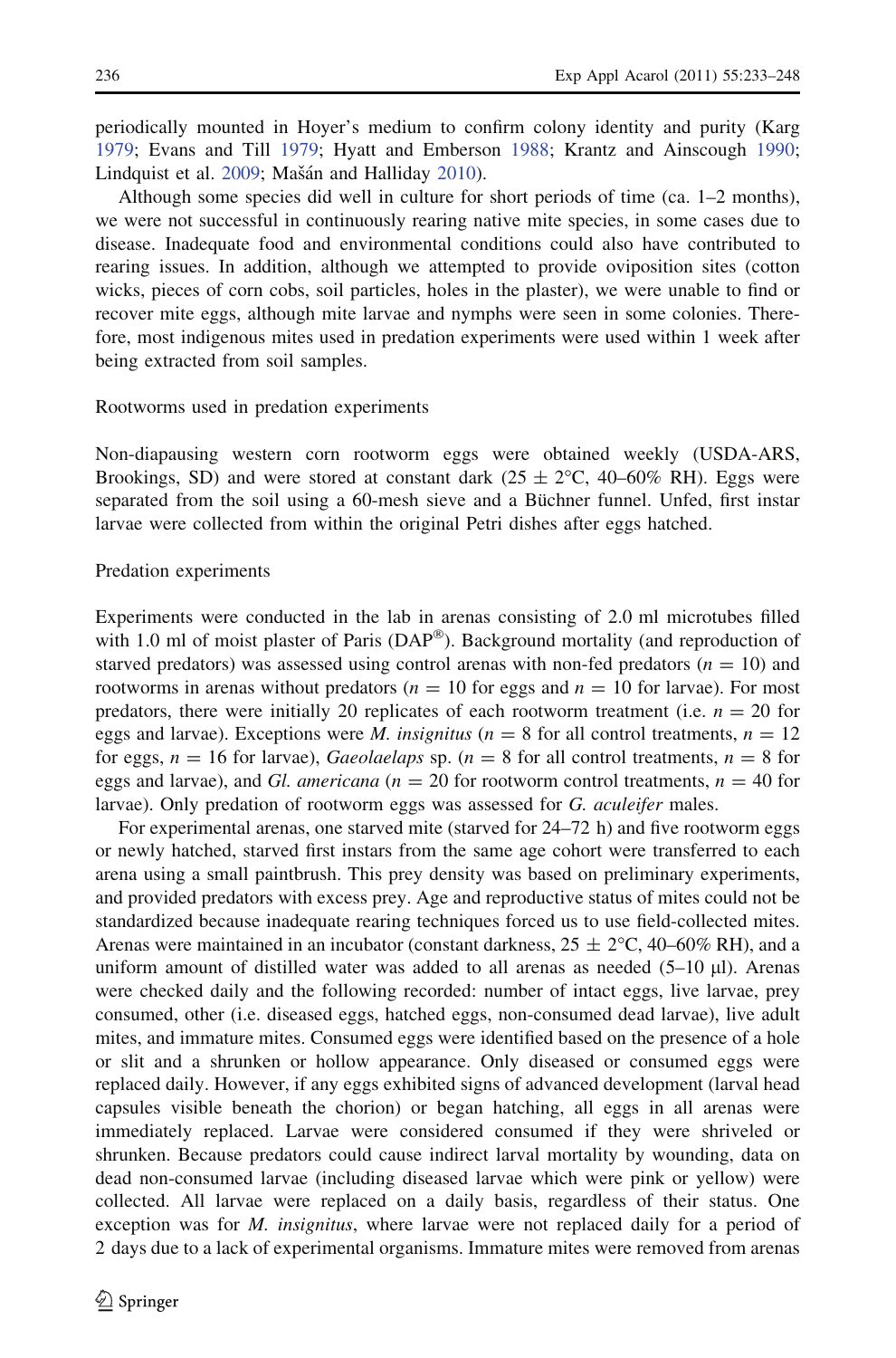periodically mounted in Hoyer's medium to confirm colony identity and purity (Karg 1979; Evans and Till 1979; Hyatt and Emberson 1988; Krantz and Ainscough 1990; Lindquist et al. 2009; Mašán and Halliday 2010).

Although some species did well in culture for short periods of time (ca. 1–2 months), we were not successful in continuously rearing native mite species, in some cases due to disease. Inadequate food and environmental conditions could also have contributed to rearing issues. In addition, although we attempted to provide oviposition sites (cotton wicks, pieces of corn cobs, soil particles, holes in the plaster), we were unable to find or recover mite eggs, although mite larvae and nymphs were seen in some colonies. Therefore, most indigenous mites used in predation experiments were used within 1 week after being extracted from soil samples.

### Rootworms used in predation experiments

Non-diapausing western corn rootworm eggs were obtained weekly (USDA-ARS, Brookings, SD) and were stored at constant dark (25 ± 2°C, 40–60% RH). Eggs were separated from the soil using a 60-mesh sieve and a Büchner funnel. Unfed, first instar larvae were collected from within the original Petri dishes after eggs hatched.

### Predation experiments

Experiments were conducted in the lab in arenas consisting of 2.0 ml microtubes filled with 1.0 ml of moist plaster of Paris (DAP®). Background mortality (and reproduction of starved predators) was assessed using control arenas with non-fed predators ($n = 10$) and rootworms in arenas without predators ($n = 10$ for eggs and $n = 10$ for larvae). For most predators, there were initially 20 replicates of each rootworm treatment (i.e. $n = 20$ for eggs and larvae). Exceptions were *M. insignitus* ($n = 8$ for all control treatments, $n = 12$ for eggs, $n = 16$ for larvae), *Gaeolaelaps* sp. ($n = 8$ for all control treatments, $n = 8$ for eggs and larvae), and *Gl. americana* ($n = 20$ for rootworm control treatments, $n = 40$ for larvae). Only predation of rootworm eggs was assessed for *G. aculeifer* males.

For experimental arenas, one starved mite (starved for 24–72 h) and five rootworm eggs or newly hatched, starved first instars from the same age cohort were transferred to each arena using a small paintbrush. This prey density was based on preliminary experiments, and provided predators with excess prey. Age and reproductive status of mites could not be standardized because inadequate rearing techniques forced us to use field-collected mites. Arenas were maintained in an incubator (constant darkness, 25 ± 2°C, 40–60% RH), and a uniform amount of distilled water was added to all arenas as needed (5–10 µl). Arenas were checked daily and the following recorded: number of intact eggs, live larvae, prey consumed, other (i.e. diseased eggs, hatched eggs, non-consumed dead larvae), live adult mites, and immature mites. Consumed eggs were identified based on the presence of a hole or slit and a shrunken or hollow appearance. Only diseased or consumed eggs were replaced daily. However, if any eggs exhibited signs of advanced development (larval head capsules visible beneath the chorion) or began hatching, all eggs in all arenas were immediately replaced. Larvae were considered consumed if they were shriveled or shrunken. Because predators could cause indirect larval mortality by wounding, data on dead non-consumed larvae (including diseased larvae which were pink or yellow) were collected. All larvae were replaced on a daily basis, regardless of their status. One exception was for *M. insignitus*, where larvae were not replaced daily for a period of 2 days due to a lack of experimental organisms. Immature mites were removed from arenas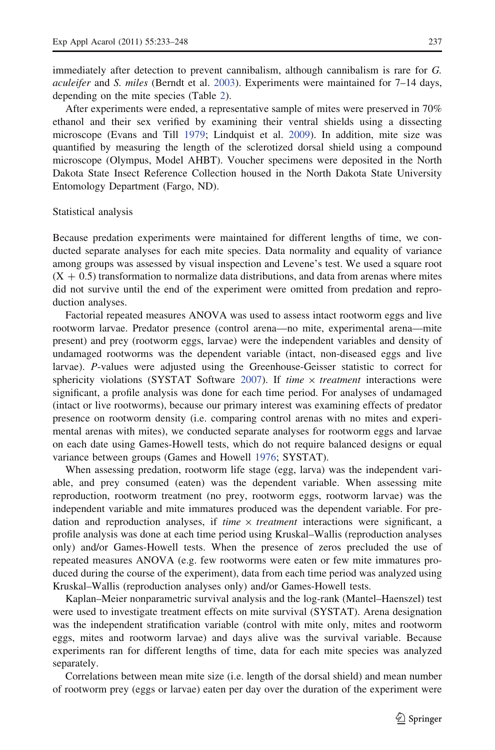immediately after detection to prevent cannibalism, although cannibalism is rare for *G. aculeifer* and *S. miles* (Berndt et al. 2003). Experiments were maintained for 7–14 days, depending on the mite species (Table 2).

After experiments were ended, a representative sample of mites were preserved in 70% ethanol and their sex verified by examining their ventral shields using a dissecting microscope (Evans and Till 1979; Lindquist et al. 2009). In addition, mite size was quantified by measuring the length of the sclerotized dorsal shield using a compound microscope (Olympus, Model AHBT). Voucher specimens were deposited in the North Dakota State Insect Reference Collection housed in the North Dakota State University Entomology Department (Fargo, ND).

### Statistical analysis

Because predation experiments were maintained for different lengths of time, we conducted separate analyses for each mite species. Data normality and equality of variance among groups was assessed by visual inspection and Levene's test. We used a square root $(X + 0.5)$ transformation to normalize data distributions, and data from arenas where mites did not survive until the end of the experiment were omitted from predation and reproduction analyses.

Factorial repeated measures ANOVA was used to assess intact rootworm eggs and live rootworm larvae. Predator presence (control arena—no mite, experimental arena—mite present) and prey (rootworm eggs, larvae) were the independent variables and density of undamaged rootworms was the dependent variable (intact, non-diseased eggs and live larvae). *P*-values were adjusted using the Greenhouse-Geisser statistic to correct for sphericity violations (SYSTAT Software 2007). If *time* × *treatment* interactions were significant, a profile analysis was done for each time period. For analyses of undamaged (intact or live rootworms), because our primary interest was examining effects of predator presence on rootworm density (i.e. comparing control arenas with no mites and experimental arenas with mites), we conducted separate analyses for rootworm eggs and larvae on each date using Games-Howell tests, which do not require balanced designs or equal variance between groups (Games and Howell 1976; SYSTAT).

When assessing predation, rootworm life stage (egg, larva) was the independent variable, and prey consumed (eaten) was the dependent variable. When assessing mite reproduction, rootworm treatment (no prey, rootworm eggs, rootworm larvae) was the independent variable and mite immatures produced was the dependent variable. For predation and reproduction analyses, if *time* × *treatment* interactions were significant, a profile analysis was done at each time period using Kruskal–Wallis (reproduction analyses only) and/or Games-Howell tests. When the presence of zeros precluded the use of repeated measures ANOVA (e.g. few rootworms were eaten or few mite immatures produced during the course of the experiment), data from each time period was analyzed using Kruskal–Wallis (reproduction analyses only) and/or Games-Howell tests.

Kaplan–Meier nonparametric survival analysis and the log-rank (Mantel–Haenszel) test were used to investigate treatment effects on mite survival (SYSTAT). Arena designation was the independent stratification variable (control with mite only, mites and rootworm eggs, mites and rootworm larvae) and days alive was the survival variable. Because experiments ran for different lengths of time, data for each mite species was analyzed separately.

Correlations between mean mite size (i.e. length of the dorsal shield) and mean number of rootworm prey (eggs or larvae) eaten per day over the duration of the experiment were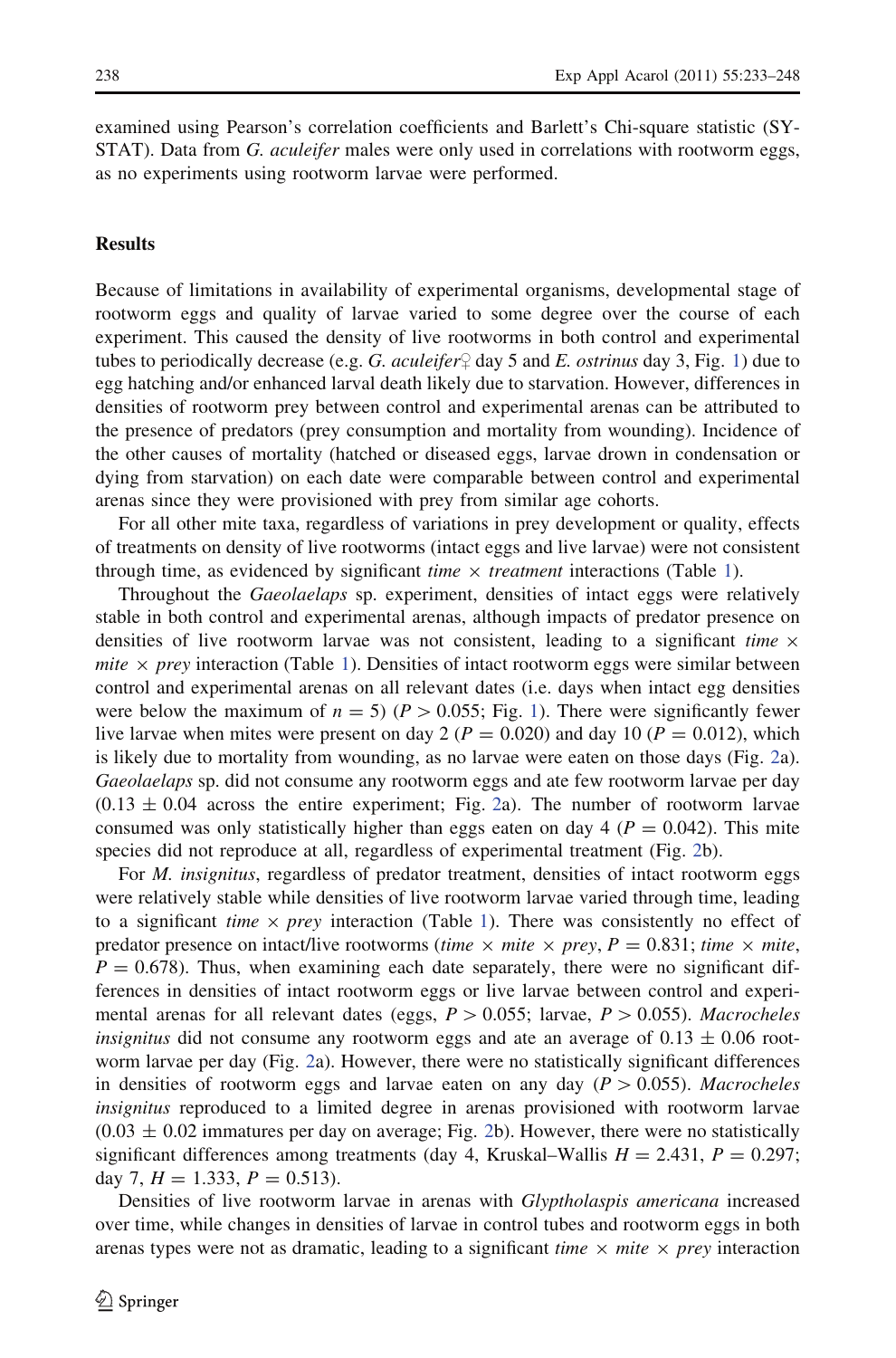examined using Pearson's correlation coefficients and Barlett's Chi-square statistic (SYSTAT). Data from *G. aculeifer* males were only used in correlations with rootworm eggs, as no experiments using rootworm larvae were performed.

## Results

Because of limitations in availability of experimental organisms, developmental stage of rootworm eggs and quality of larvae varied to some degree over the course of each experiment. This caused the density of live rootworms in both control and experimental tubes to periodically decrease (e.g. *G. aculeifer*♀ day 5 and *E. ostrinus* day 3, Fig. 1) due to egg hatching and/or enhanced larval death likely due to starvation. However, differences in densities of rootworm prey between control and experimental arenas can be attributed to the presence of predators (prey consumption and mortality from wounding). Incidence of the other causes of mortality (hatched or diseased eggs, larvae drown in condensation or dying from starvation) on each date were comparable between control and experimental arenas since they were provisioned with prey from similar age cohorts.

For all other mite taxa, regardless of variations in prey development or quality, effects of treatments on density of live rootworms (intact eggs and live larvae) were not consistent through time, as evidenced by significant *time* × *treatment* interactions (Table 1).

Throughout the *Gaeolaelaps* sp. experiment, densities of intact eggs were relatively stable in both control and experimental arenas, although impacts of predator presence on densities of live rootworm larvae was not consistent, leading to a significant *time* × *mite* × *prey* interaction (Table 1). Densities of intact rootworm eggs were similar between control and experimental arenas on all relevant dates (i.e. days when intact egg densities were below the maximum of $n = 5$) ($P > 0.055$; Fig. 1). There were significantly fewer live larvae when mites were present on day 2 ($P = 0.020$) and day 10 ($P = 0.012$), which is likely due to mortality from wounding, as no larvae were eaten on those days (Fig. 2a). *Gaeolaelaps* sp. did not consume any rootworm eggs and ate few rootworm larvae per day ($0.13 \pm 0.04$ across the entire experiment; Fig. 2a). The number of rootworm larvae consumed was only statistically higher than eggs eaten on day 4 ($P = 0.042$). This mite species did not reproduce at all, regardless of experimental treatment (Fig. 2b).

For *M. insignitus*, regardless of predator treatment, densities of intact rootworm eggs were relatively stable while densities of live rootworm larvae varied through time, leading to a significant *time* × *prey* interaction (Table 1). There was consistently no effect of predator presence on intact/live rootworms (*time* × *mite* × *prey*, $P = 0.831$; *time* × *mite*, $P = 0.678$). Thus, when examining each date separately, there were no significant differences in densities of intact rootworm eggs or live larvae between control and experimental arenas for all relevant dates (eggs, $P > 0.055$; larvae, $P > 0.055$). *Macrocheles insignitus* did not consume any rootworm eggs and ate an average of $0.13 \pm 0.06$ rootworm larvae per day (Fig. 2a). However, there were no statistically significant differences in densities of rootworm eggs and larvae eaten on any day ($P > 0.055$). *Macrocheles insignitus* reproduced to a limited degree in arenas provisioned with rootworm larvae ($0.03 \pm 0.02$ immatures per day on average; Fig. 2b). However, there were no statistically significant differences among treatments (day 4, Kruskal–Wallis $H = 2.431$, $P = 0.297$; day 7, $H = 1.333$, $P = 0.513$).

Densities of live rootworm larvae in arenas with *Glyptholaspis americana* increased over time, while changes in densities of larvae in control tubes and rootworm eggs in both arenas types were not as dramatic, leading to a significant *time* × *mite* × *prey* interaction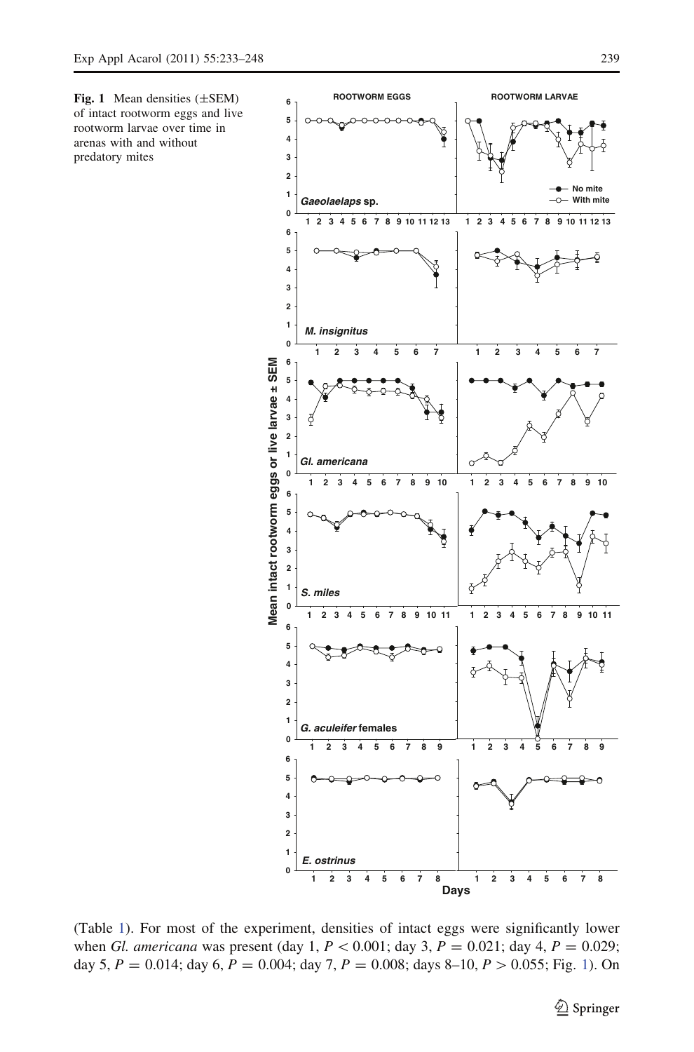**Fig. 1** Mean densities (±SEM) of intact rootworm eggs and live rootworm larvae over time in arenas with and without predatory mites

(Table 1). For most of the experiment, densities of intact eggs were significantly lower when *Gl. americana* was present (day 1, $P < 0.001$; day 3, $P = 0.021$; day 4, $P = 0.029$; day 5, $P = 0.014$; day 6, $P = 0.004$; day 7, $P = 0.008$; days 8–10, $P > 0.055$; Fig. 1). On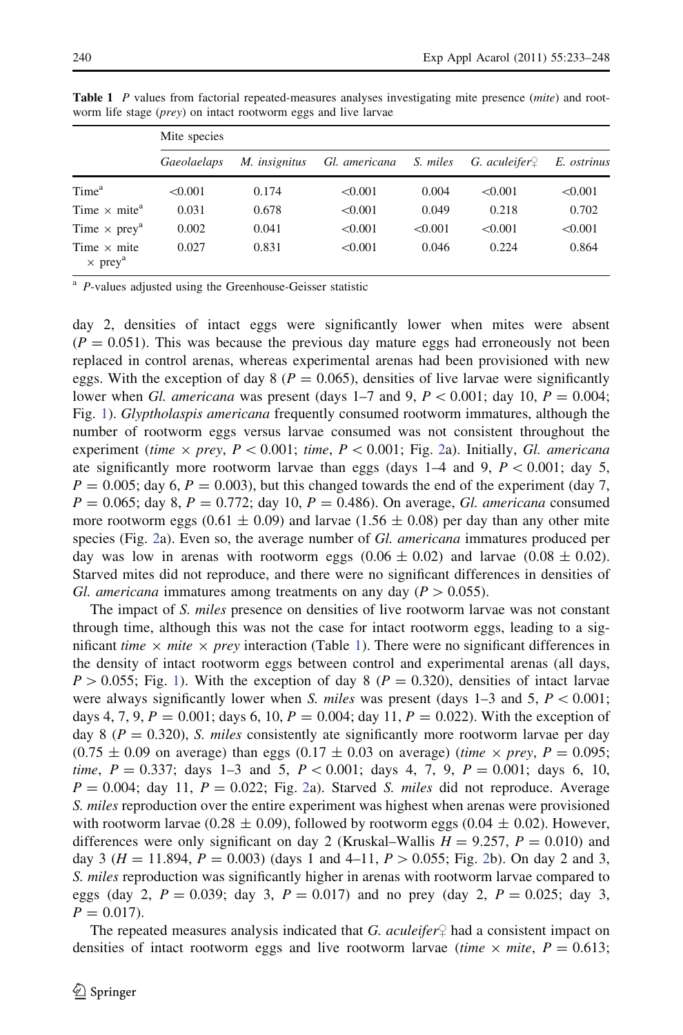**Table 1** *P* values from factorial repeated-measures analyses investigating mite presence (*mite*) and rootworm life stage (*prey*) on intact rootworm eggs and live larvae

| | Mite species | | | | | |
|---|---|---|---|---|---|---|
| | *Gaeolaelaps* | *M. insignitus* | *Gl. americana* | *S. miles* | *G. aculeifer*♀ | *E. ostrinus* |
| Time[a] | <0.001 | 0.174 | <0.001 | 0.004 | <0.001 | <0.001 |
| Time × mite[a] | 0.031 | 0.678 | <0.001 | 0.049 | 0.218 | 0.702 |
| Time × prey[a] | 0.002 | 0.041 | <0.001 | <0.001 | <0.001 | <0.001 |
| Time × mite × prey[a] | 0.027 | 0.831 | <0.001 | 0.046 | 0.224 | 0.864 |

[a] *P*-values adjusted using the Greenhouse-Geisser statistic

day 2, densities of intact eggs were significantly lower when mites were absent ($P = 0.051$). This was because the previous day mature eggs had erroneously not been replaced in control arenas, whereas experimental arenas had been provisioned with new eggs. With the exception of day 8 ($P = 0.065$), densities of live larvae were significantly lower when *Gl. americana* was present (days 1–7 and 9, $P < 0.001$; day 10, $P = 0.004$; Fig. 1). *Glyptholaspis americana* frequently consumed rootworm immatures, although the number of rootworm eggs versus larvae consumed was not consistent throughout the experiment (*time* × *prey*, $P < 0.001$; *time*, $P < 0.001$; Fig. 2a). Initially, *Gl. americana* ate significantly more rootworm larvae than eggs (days 1–4 and 9, $P < 0.001$; day 5, $P = 0.005$; day 6, $P = 0.003$), but this changed towards the end of the experiment (day 7, $P = 0.065$; day 8, $P = 0.772$; day 10, $P = 0.486$). On average, *Gl. americana* consumed more rootworm eggs ($0.61 \pm 0.09$) and larvae ($1.56 \pm 0.08$) per day than any other mite species (Fig. 2a). Even so, the average number of *Gl. americana* immatures produced per day was low in arenas with rootworm eggs ($0.06 \pm 0.02$) and larvae ($0.08 \pm 0.02$). Starved mites did not reproduce, and there were no significant differences in densities of *Gl. americana* immatures among treatments on any day ($P > 0.055$).

The impact of *S. miles* presence on densities of live rootworm larvae was not constant through time, although this was not the case for intact rootworm eggs, leading to a significant *time* × *mite* × *prey* interaction (Table 1). There were no significant differences in the density of intact rootworm eggs between control and experimental arenas (all days, $P > 0.055$; Fig. 1). With the exception of day 8 ($P = 0.320$), densities of intact larvae were always significantly lower when *S. miles* was present (days 1–3 and 5, $P < 0.001$; days 4, 7, 9, $P = 0.001$; days 6, 10, $P = 0.004$; day 11, $P = 0.022$). With the exception of day 8 ($P = 0.320$), *S. miles* consistently ate significantly more rootworm larvae per day ($0.75 \pm 0.09$ on average) than eggs ($0.17 \pm 0.03$ on average) (*time* × *prey*, $P = 0.095$; *time*, $P = 0.337$; days 1–3 and 5, $P < 0.001$; days 4, 7, 9, $P = 0.001$; days 6, 10, $P = 0.004$; day 11, $P = 0.022$; Fig. 2a). Starved *S. miles* did not reproduce. Average *S. miles* reproduction over the entire experiment was highest when arenas were provisioned with rootworm larvae ($0.28 \pm 0.09$), followed by rootworm eggs ($0.04 \pm 0.02$). However, differences were only significant on day 2 (Kruskal–Wallis $H = 9.257$, $P = 0.010$) and day 3 ($H = 11.894$, $P = 0.003$) (days 1 and 4–11, $P > 0.055$; Fig. 2b). On day 2 and 3, *S. miles* reproduction was significantly higher in arenas with rootworm larvae compared to eggs (day 2, $P = 0.039$; day 3, $P = 0.017$) and no prey (day 2, $P = 0.025$; day 3, $P = 0.017$).

The repeated measures analysis indicated that *G. aculeifer*♀ had a consistent impact on densities of intact rootworm eggs and live rootworm larvae (*time* × *mite*, $P = 0.613$;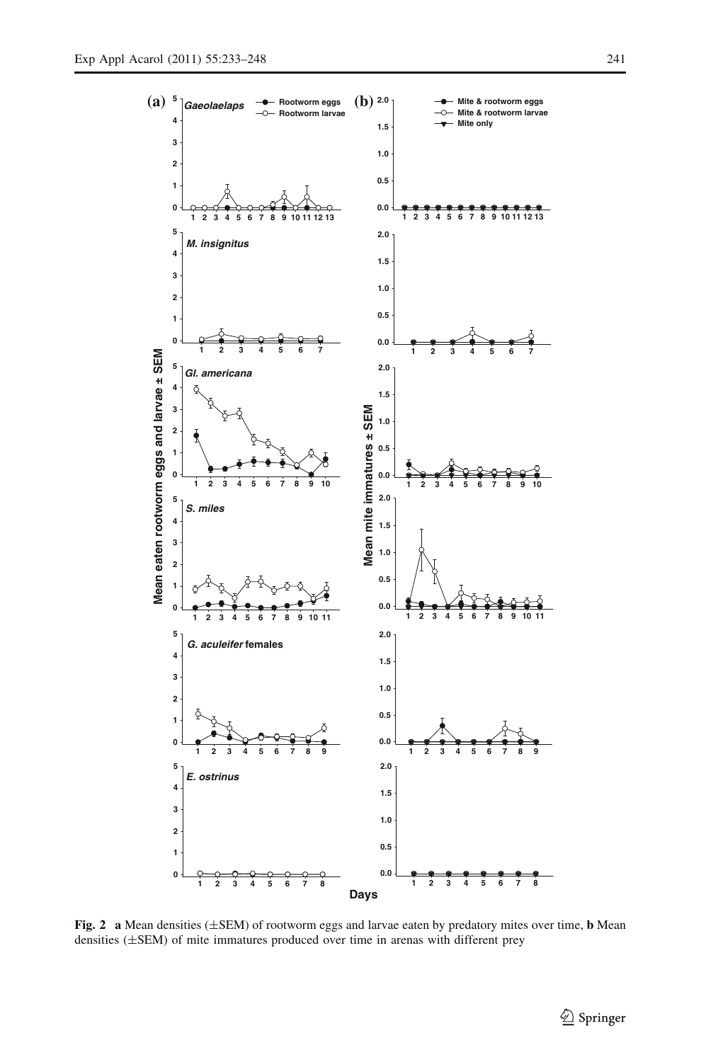**Fig. 2** **a** Mean densities (±SEM) of rootworm eggs and larvae eaten by predatory mites over time, **b** Mean densities (±SEM) of mite immatures produced over time in arenas with different prey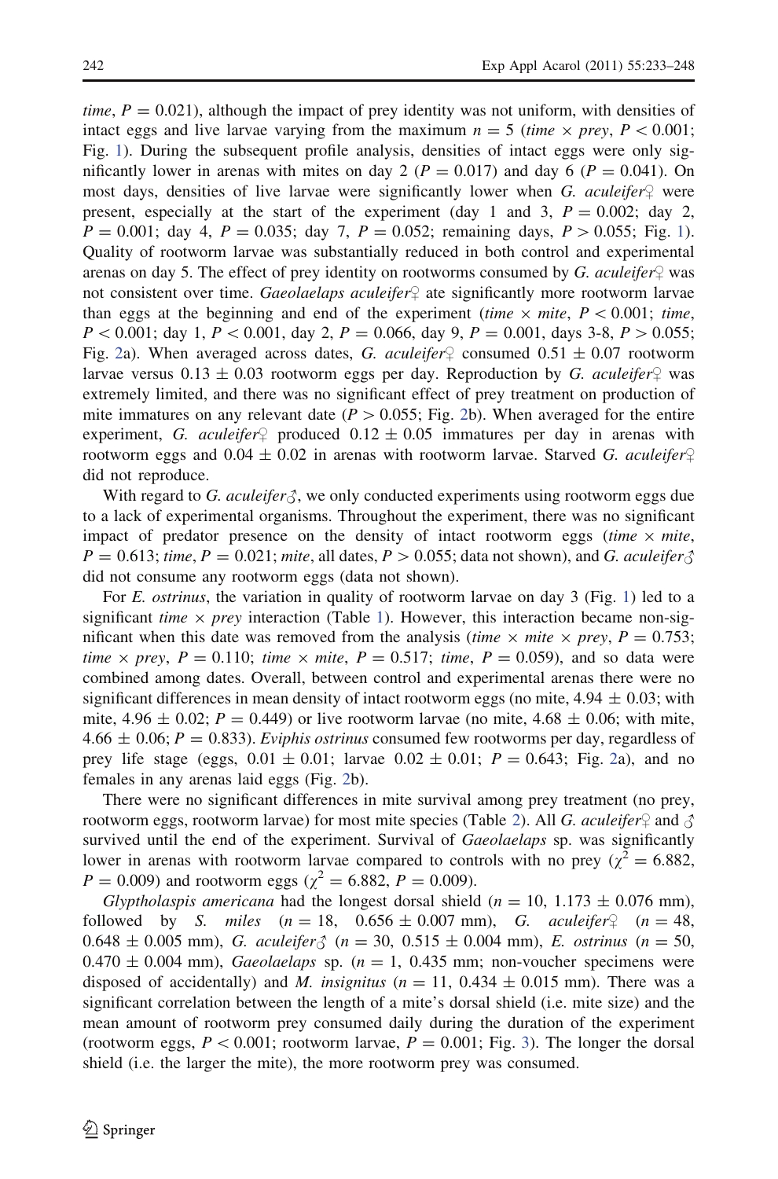*time*, $P = 0.021$), although the impact of prey identity was not uniform, with densities of intact eggs and live larvae varying from the maximum $n = 5$ (*time* × *prey*, $P < 0.001$; Fig. 1). During the subsequent profile analysis, densities of intact eggs were only significantly lower in arenas with mites on day 2 ($P = 0.017$) and day 6 ($P = 0.041$). On most days, densities of live larvae were significantly lower when *G. aculeifer*♀ were present, especially at the start of the experiment (day 1 and 3, $P = 0.002$; day 2, $P = 0.001$; day 4, $P = 0.035$; day 7, $P = 0.052$; remaining days, $P > 0.055$; Fig. 1). Quality of rootworm larvae was substantially reduced in both control and experimental arenas on day 5. The effect of prey identity on rootworms consumed by *G. aculeifer*♀ was not consistent over time. *Gaeolaelaps aculeifer*♀ ate significantly more rootworm larvae than eggs at the beginning and end of the experiment (*time* × *mite*, $P < 0.001$; *time*, $P < 0.001$; day 1, $P < 0.001$, day 2, $P = 0.066$, day 9, $P = 0.001$, days 3-8, $P > 0.055$; Fig. 2a). When averaged across dates, *G. aculeifer*♀ consumed $0.51 \pm 0.07$ rootworm larvae versus $0.13 \pm 0.03$ rootworm eggs per day. Reproduction by *G. aculeifer*♀ was extremely limited, and there was no significant effect of prey treatment on production of mite immatures on any relevant date ($P > 0.055$; Fig. 2b). When averaged for the entire experiment, *G. aculeifer*♀ produced $0.12 \pm 0.05$ immatures per day in arenas with rootworm eggs and $0.04 \pm 0.02$ in arenas with rootworm larvae. Starved *G. aculeifer*♀ did not reproduce.

With regard to *G. aculeifer*♂, we only conducted experiments using rootworm eggs due to a lack of experimental organisms. Throughout the experiment, there was no significant impact of predator presence on the density of intact rootworm eggs (*time* × *mite*, $P = 0.613$; *time*, $P = 0.021$; *mite*, all dates, $P > 0.055$; data not shown), and *G. aculeifer*♂ did not consume any rootworm eggs (data not shown).

For *E. ostrinus*, the variation in quality of rootworm larvae on day 3 (Fig. 1) led to a significant *time* × *prey* interaction (Table 1). However, this interaction became non-significant when this date was removed from the analysis (*time* × *mite* × *prey*, $P = 0.753$; *time* × *prey*, $P = 0.110$; *time* × *mite*, $P = 0.517$; *time*, $P = 0.059$), and so data were combined among dates. Overall, between control and experimental arenas there were no significant differences in mean density of intact rootworm eggs (no mite, $4.94 \pm 0.03$; with mite, $4.96 \pm 0.02$; $P = 0.449$) or live rootworm larvae (no mite, $4.68 \pm 0.06$; with mite, $4.66 \pm 0.06$; $P = 0.833$). *Eviphis ostrinus* consumed few rootworms per day, regardless of prey life stage (eggs, $0.01 \pm 0.01$; larvae $0.02 \pm 0.01$; $P = 0.643$; Fig. 2a), and no females in any arenas laid eggs (Fig. 2b).

There were no significant differences in mite survival among prey treatment (no prey, rootworm eggs, rootworm larvae) for most mite species (Table 2). All *G. aculeifer*♀ and ♂ survived until the end of the experiment. Survival of *Gaeolaelaps* sp. was significantly lower in arenas with rootworm larvae compared to controls with no prey ($\chi^2 = 6.882$, $P = 0.009$) and rootworm eggs ($\chi^2 = 6.882$, $P = 0.009$).

*Glyptholaspis americana* had the longest dorsal shield ($n = 10$, $1.173 \pm 0.076$ mm), followed by *S. miles* ($n = 18$, $0.656 \pm 0.007$ mm), *G. aculeifer*♀ ($n = 48$, $0.648 \pm 0.005$ mm), *G. aculeifer*♂ ($n = 30$, $0.515 \pm 0.004$ mm), *E. ostrinus* ($n = 50$, $0.470 \pm 0.004$ mm), *Gaeolaelaps* sp. ($n = 1$, 0.435 mm; non-voucher specimens were disposed of accidentally) and *M. insignitus* ($n = 11$, $0.434 \pm 0.015$ mm). There was a significant correlation between the length of a mite's dorsal shield (i.e. mite size) and the mean amount of rootworm prey consumed daily during the duration of the experiment (rootworm eggs, $P < 0.001$; rootworm larvae, $P = 0.001$; Fig. 3). The longer the dorsal shield (i.e. the larger the mite), the more rootworm prey was consumed.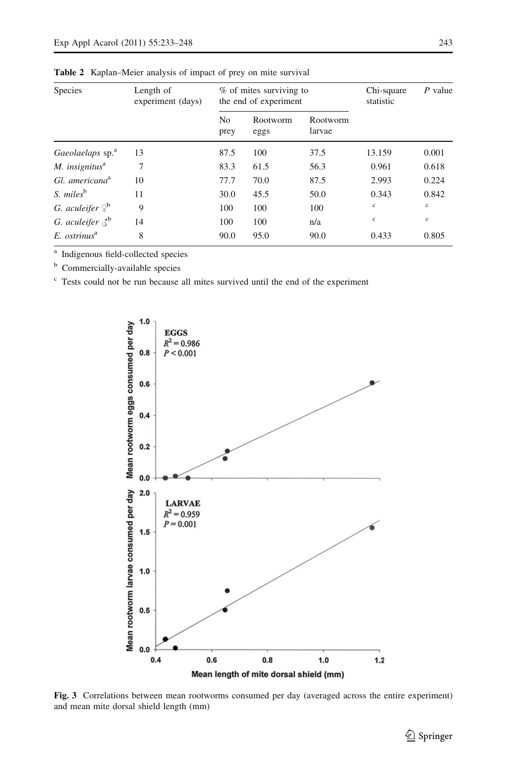**Table 2** Kaplan–Meier analysis of impact of prey on mite survival

| Species | Length of experiment (days) | % of mites surviving to the end of experiment | | | Chi-square statistic | *P* value |
|---|---|---|---|---|---|---|
| | | No prey | Rootworm eggs | Rootworm larvae | | |
| *Gaeolaelaps* sp.[a] | 13 | 87.5 | 100 | 37.5 | 13.159 | 0.001 |
| *M. insignitus*[a] | 7 | 83.3 | 61.5 | 56.3 | 0.961 | 0.618 |
| *Gl. americana*[a] | 10 | 77.7 | 70.0 | 87.5 | 2.993 | 0.224 |
| *S. miles*[b] | 11 | 30.0 | 45.5 | 50.0 | 0.343 | 0.842 |
| *G. aculeifer* ♀[b] | 9 | 100 | 100 | 100 | [c] | [c] |
| *G. aculeifer* ♂[b] | 14 | 100 | 100 | n/a | [c] | [c] |
| *E. ostrinus*[a] | 8 | 90.0 | 95.0 | 90.0 | 0.433 | 0.805 |

[a] Indigenous field-collected species

[b] Commercially-available species

[c] Tests could not be run because all mites survived until the end of the experiment

**Fig. 3** Correlations between mean rootworms consumed per day (averaged across the entire experiment) and mean mite dorsal shield length (mm)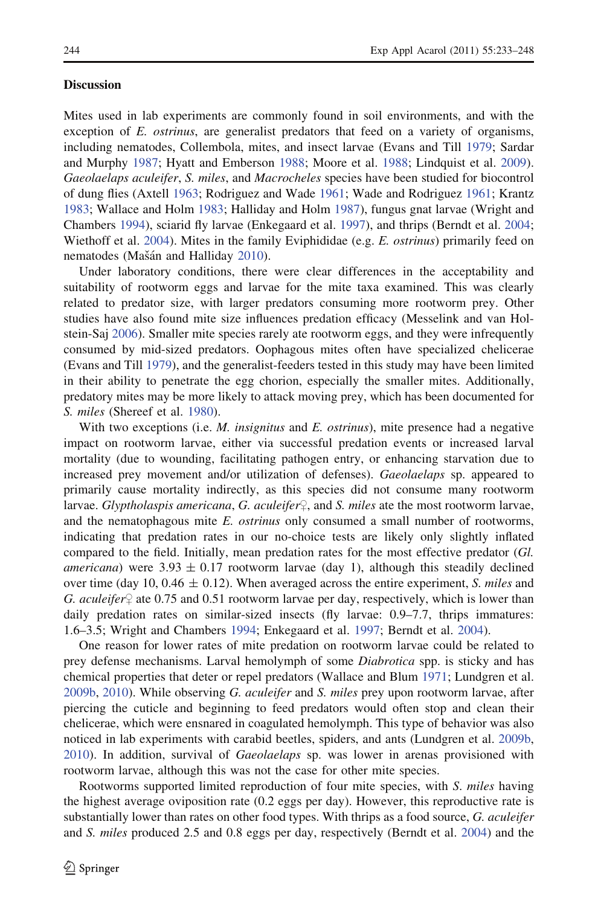## Discussion

Mites used in lab experiments are commonly found in soil environments, and with the exception of *E. ostrinus*, are generalist predators that feed on a variety of organisms, including nematodes, Collembola, mites, and insect larvae (Evans and Till 1979; Sardar and Murphy 1987; Hyatt and Emberson 1988; Moore et al. 1988; Lindquist et al. 2009). *Gaeolaelaps aculeifer*, *S. miles*, and *Macrocheles* species have been studied for biocontrol of dung flies (Axtell 1963; Rodriguez and Wade 1961; Wade and Rodriguez 1961; Krantz 1983; Wallace and Holm 1983; Halliday and Holm 1987), fungus gnat larvae (Wright and Chambers 1994), sciarid fly larvae (Enkegaard et al. 1997), and thrips (Berndt et al. 2004; Wiethoff et al. 2004). Mites in the family Eviphididae (e.g. *E. ostrinus*) primarily feed on nematodes (Mašán and Halliday 2010).

Under laboratory conditions, there were clear differences in the acceptability and suitability of rootworm eggs and larvae for the mite taxa examined. This was clearly related to predator size, with larger predators consuming more rootworm prey. Other studies have also found mite size influences predation efficacy (Messelink and van Holstein-Saj 2006). Smaller mite species rarely ate rootworm eggs, and they were infrequently consumed by mid-sized predators. Oophagous mites often have specialized chelicerae (Evans and Till 1979), and the generalist-feeders tested in this study may have been limited in their ability to penetrate the egg chorion, especially the smaller mites. Additionally, predatory mites may be more likely to attack moving prey, which has been documented for *S. miles* (Shereef et al. 1980).

With two exceptions (i.e. *M. insignitus* and *E. ostrinus*), mite presence had a negative impact on rootworm larvae, either via successful predation events or increased larval mortality (due to wounding, facilitating pathogen entry, or enhancing starvation due to increased prey movement and/or utilization of defenses). *Gaeolaelaps* sp. appeared to primarily cause mortality indirectly, as this species did not consume many rootworm larvae. *Glyptholaspis americana*, *G. aculeifer*♀, and *S. miles* ate the most rootworm larvae, and the nematophagous mite *E. ostrinus* only consumed a small number of rootworms, indicating that predation rates in our no-choice tests are likely only slightly inflated compared to the field. Initially, mean predation rates for the most effective predator (*Gl. americana*) were $3.93 \pm 0.17$ rootworm larvae (day 1), although this steadily declined over time (day 10, $0.46 \pm 0.12$). When averaged across the entire experiment, *S. miles* and *G. aculeifer*♀ ate 0.75 and 0.51 rootworm larvae per day, respectively, which is lower than daily predation rates on similar-sized insects (fly larvae: 0.9–7.7, thrips immatures: 1.6–3.5; Wright and Chambers 1994; Enkegaard et al. 1997; Berndt et al. 2004).

One reason for lower rates of mite predation on rootworm larvae could be related to prey defense mechanisms. Larval hemolymph of some *Diabrotica* spp. is sticky and has chemical properties that deter or repel predators (Wallace and Blum 1971; Lundgren et al. 2009b, 2010). While observing *G. aculeifer* and *S. miles* prey upon rootworm larvae, after piercing the cuticle and beginning to feed predators would often stop and clean their chelicerae, which were ensnared in coagulated hemolymph. This type of behavior was also noticed in lab experiments with carabid beetles, spiders, and ants (Lundgren et al. 2009b, 2010). In addition, survival of *Gaeolaelaps* sp. was lower in arenas provisioned with rootworm larvae, although this was not the case for other mite species.

Rootworms supported limited reproduction of four mite species, with *S. miles* having the highest average oviposition rate (0.2 eggs per day). However, this reproductive rate is substantially lower than rates on other food types. With thrips as a food source, *G. aculeifer* and *S. miles* produced 2.5 and 0.8 eggs per day, respectively (Berndt et al. 2004) and the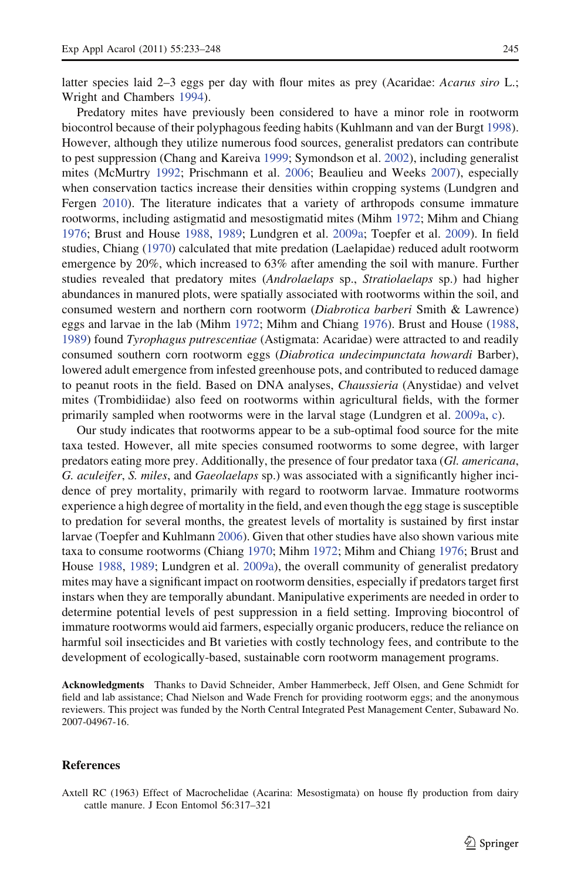latter species laid 2–3 eggs per day with flour mites as prey (Acaridae: *Acarus siro* L.; Wright and Chambers 1994).

Predatory mites have previously been considered to have a minor role in rootworm biocontrol because of their polyphagous feeding habits (Kuhlmann and van der Burgt 1998). However, although they utilize numerous food sources, generalist predators can contribute to pest suppression (Chang and Kareiva 1999; Symondson et al. 2002), including generalist mites (McMurtry 1992; Prischmann et al. 2006; Beaulieu and Weeks 2007), especially when conservation tactics increase their densities within cropping systems (Lundgren and Fergen 2010). The literature indicates that a variety of arthropods consume immature rootworms, including astigmatid and mesostigmatid mites (Mihm 1972; Mihm and Chiang 1976; Brust and House 1988, 1989; Lundgren et al. 2009a; Toepfer et al. 2009). In field studies, Chiang (1970) calculated that mite predation (Laelapidae) reduced adult rootworm emergence by 20%, which increased to 63% after amending the soil with manure. Further studies revealed that predatory mites (*Androlaelaps* sp., *Stratiolaelaps* sp.) had higher abundances in manured plots, were spatially associated with rootworms within the soil, and consumed western and northern corn rootworm (*Diabrotica barberi* Smith & Lawrence) eggs and larvae in the lab (Mihm 1972; Mihm and Chiang 1976). Brust and House (1988, 1989) found *Tyrophagus putrescentiae* (Astigmata: Acaridae) were attracted to and readily consumed southern corn rootworm eggs (*Diabrotica undecimpunctata howardi* Barber), lowered adult emergence from infested greenhouse pots, and contributed to reduced damage to peanut roots in the field. Based on DNA analyses, *Chaussieria* (Anystidae) and velvet mites (Trombidiidae) also feed on rootworms within agricultural fields, with the former primarily sampled when rootworms were in the larval stage (Lundgren et al. 2009a, c).

Our study indicates that rootworms appear to be a sub-optimal food source for the mite taxa tested. However, all mite species consumed rootworms to some degree, with larger predators eating more prey. Additionally, the presence of four predator taxa (*Gl. americana*, *G. aculeifer*, *S. miles*, and *Gaeolaelaps* sp.) was associated with a significantly higher incidence of prey mortality, primarily with regard to rootworm larvae. Immature rootworms experience a high degree of mortality in the field, and even though the egg stage is susceptible to predation for several months, the greatest levels of mortality is sustained by first instar larvae (Toepfer and Kuhlmann 2006). Given that other studies have also shown various mite taxa to consume rootworms (Chiang 1970; Mihm 1972; Mihm and Chiang 1976; Brust and House 1988, 1989; Lundgren et al. 2009a), the overall community of generalist predatory mites may have a significant impact on rootworm densities, especially if predators target first instars when they are temporally abundant. Manipulative experiments are needed in order to determine potential levels of pest suppression in a field setting. Improving biocontrol of immature rootworms would aid farmers, especially organic producers, reduce the reliance on harmful soil insecticides and Bt varieties with costly technology fees, and contribute to the development of ecologically-based, sustainable corn rootworm management programs.

**Acknowledgments** Thanks to David Schneider, Amber Hammerbeck, Jeff Olsen, and Gene Schmidt for field and lab assistance; Chad Nielson and Wade French for providing rootworm eggs; and the anonymous reviewers. This project was funded by the North Central Integrated Pest Management Center, Subaward No. 2007-04967-16.

## References

Axtell RC (1963) Effect of Macrochelidae (Acarina: Mesostigmata) on house fly production from dairy cattle manure. J Econ Entomol 56:317–321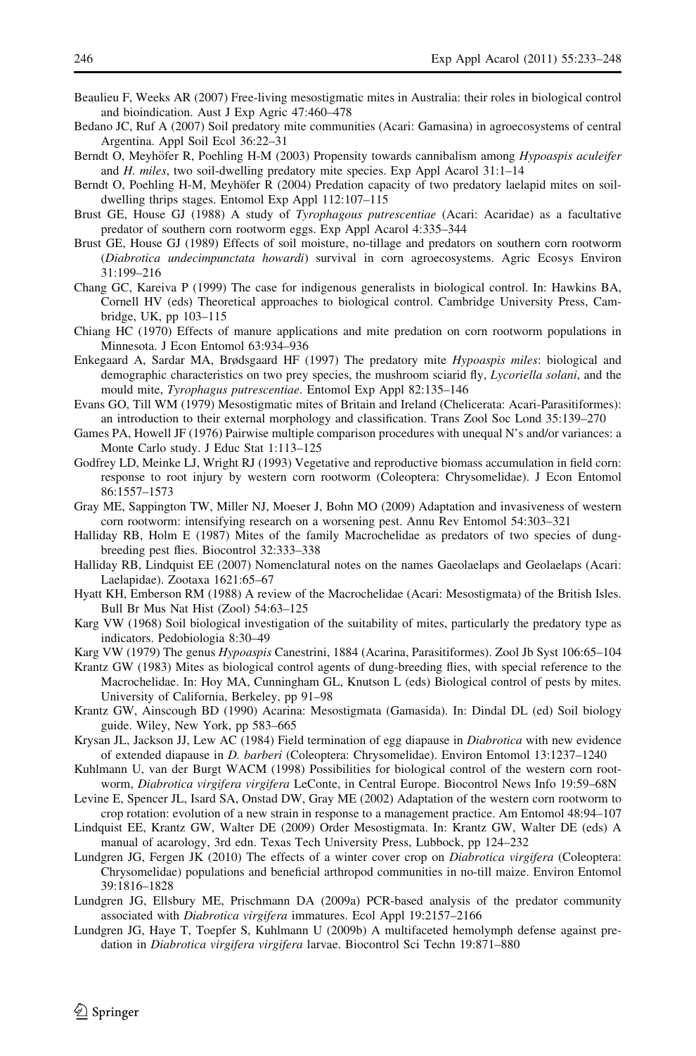Beaulieu F, Weeks AR (2007) Free-living mesostigmatic mites in Australia: their roles in biological control and bioindication. Aust J Exp Agric 47:460–478

Bedano JC, Ruf A (2007) Soil predatory mite communities (Acari: Gamasina) in agroecosystems of central Argentina. Appl Soil Ecol 36:22–31

Berndt O, Meyhöfer R, Poehling H-M (2003) Propensity towards cannibalism among *Hypoaspis aculeifer* and *H. miles*, two soil-dwelling predatory mite species. Exp Appl Acarol 31:1–14

Berndt O, Poehling H-M, Meyhöfer R (2004) Predation capacity of two predatory laelapid mites on soil-dwelling thrips stages. Entomol Exp Appl 112:107–115

Brust GE, House GJ (1988) A study of *Tyrophagous putrescentiae* (Acari: Acaridae) as a facultative predator of southern corn rootworm eggs. Exp Appl Acarol 4:335–344

Brust GE, House GJ (1989) Effects of soil moisture, no-tillage and predators on southern corn rootworm (*Diabrotica undecimpunctata howardi*) survival in corn agroecosystems. Agric Ecosys Environ 31:199–216

Chang GC, Kareiva P (1999) The case for indigenous generalists in biological control. In: Hawkins BA, Cornell HV (eds) Theoretical approaches to biological control. Cambridge University Press, Cambridge, UK, pp 103–115

Chiang HC (1970) Effects of manure applications and mite predation on corn rootworm populations in Minnesota. J Econ Entomol 63:934–936

Enkegaard A, Sardar MA, Brødsgaard HF (1997) The predatory mite *Hypoaspis miles*: biological and demographic characteristics on two prey species, the mushroom sciarid fly, *Lycoriella solani*, and the mould mite, *Tyrophagus putrescentiae*. Entomol Exp Appl 82:135–146

Evans GO, Till WM (1979) Mesostigmatic mites of Britain and Ireland (Chelicerata: Acari-Parasitiformes): an introduction to their external morphology and classification. Trans Zool Soc Lond 35:139–270

Games PA, Howell JF (1976) Pairwise multiple comparison procedures with unequal N's and/or variances: a Monte Carlo study. J Educ Stat 1:113–125

Godfrey LD, Meinke LJ, Wright RJ (1993) Vegetative and reproductive biomass accumulation in field corn: response to root injury by western corn rootworm (Coleoptera: Chrysomelidae). J Econ Entomol 86:1557–1573

Gray ME, Sappington TW, Miller NJ, Moeser J, Bohn MO (2009) Adaptation and invasiveness of western corn rootworm: intensifying research on a worsening pest. Annu Rev Entomol 54:303–321

Halliday RB, Holm E (1987) Mites of the family Macrochelidae as predators of two species of dung-breeding pest flies. Biocontrol 32:333–338

Halliday RB, Lindquist EE (2007) Nomenclatural notes on the names Gaeolaelaps and Geolaelaps (Acari: Laelapidae). Zootaxa 1621:65–67

Hyatt KH, Emberson RM (1988) A review of the Macrochelidae (Acari: Mesostigmata) of the British Isles. Bull Br Mus Nat Hist (Zool) 54:63–125

Karg VW (1968) Soil biological investigation of the suitability of mites, particularly the predatory type as indicators. Pedobiologia 8:30–49

Karg VW (1979) The genus *Hypoaspis* Canestrini, 1884 (Acarina, Parasitiformes). Zool Jb Syst 106:65–104

Krantz GW (1983) Mites as biological control agents of dung-breeding flies, with special reference to the Macrochelidae. In: Hoy MA, Cunningham GL, Knutson L (eds) Biological control of pests by mites. University of California, Berkeley, pp 91–98

Krantz GW, Ainscough BD (1990) Acarina: Mesostigmata (Gamasida). In: Dindal DL (ed) Soil biology guide. Wiley, New York, pp 583–665

Krysan JL, Jackson JJ, Lew AC (1984) Field termination of egg diapause in *Diabrotica* with new evidence of extended diapause in *D. barberi* (Coleoptera: Chrysomelidae). Environ Entomol 13:1237–1240

Kuhlmann U, van der Burgt WACM (1998) Possibilities for biological control of the western corn rootworm, *Diabrotica virgifera virgifera* LeConte, in Central Europe. Biocontrol News Info 19:59–68N

Levine E, Spencer JL, Isard SA, Onstad DW, Gray ME (2002) Adaptation of the western corn rootworm to crop rotation: evolution of a new strain in response to a management practice. Am Entomol 48:94–107

Lindquist EE, Krantz GW, Walter DE (2009) Order Mesostigmata. In: Krantz GW, Walter DE (eds) A manual of acarology, 3rd edn. Texas Tech University Press, Lubbock, pp 124–232

Lundgren JG, Fergen JK (2010) The effects of a winter cover crop on *Diabrotica virgifera* (Coleoptera: Chrysomelidae) populations and beneficial arthropod communities in no-till maize. Environ Entomol 39:1816–1828

Lundgren JG, Ellsbury ME, Prischmann DA (2009a) PCR-based analysis of the predator community associated with *Diabrotica virgifera* immatures. Ecol Appl 19:2157–2166

Lundgren JG, Haye T, Toepfer S, Kuhlmann U (2009b) A multifaceted hemolymph defense against predation in *Diabrotica virgifera virgifera* larvae. Biocontrol Sci Techn 19:871–880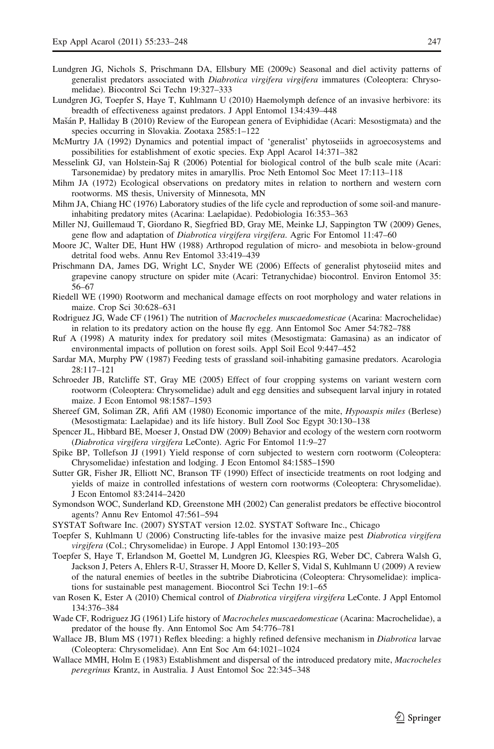Lundgren JG, Nichols S, Prischmann DA, Ellsbury ME (2009c) Seasonal and diel activity patterns of generalist predators associated with *Diabrotica virgifera virgifera* immatures (Coleoptera: Chrysomelidae). Biocontrol Sci Techn 19:327–333

Lundgren JG, Toepfer S, Haye T, Kuhlmann U (2010) Haemolymph defence of an invasive herbivore: its breadth of effectiveness against predators. J Appl Entomol 134:439–448

Mašán P, Halliday B (2010) Review of the European genera of Eviphididae (Acari: Mesostigmata) and the species occurring in Slovakia. Zootaxa 2585:1–122

McMurtry JA (1992) Dynamics and potential impact of 'generalist' phytoseiids in agroecosystems and possibilities for establishment of exotic species. Exp Appl Acarol 14:371–382

Messelink GJ, van Holstein-Saj R (2006) Potential for biological control of the bulb scale mite (Acari: Tarsonemidae) by predatory mites in amaryllis. Proc Neth Entomol Soc Meet 17:113–118

Mihm JA (1972) Ecological observations on predatory mites in relation to northern and western corn rootworms. MS thesis, University of Minnesota, MN

Mihm JA, Chiang HC (1976) Laboratory studies of the life cycle and reproduction of some soil-and manure-inhabiting predatory mites (Acarina: Laelapidae). Pedobiologia 16:353–363

Miller NJ, Guillemaud T, Giordano R, Siegfried BD, Gray ME, Meinke LJ, Sappington TW (2009) Genes, gene flow and adaptation of *Diabrotica virgifera virgifera*. Agric For Entomol 11:47–60

Moore JC, Walter DE, Hunt HW (1988) Arthropod regulation of micro- and mesobiota in below-ground detrital food webs. Annu Rev Entomol 33:419–439

Prischmann DA, James DG, Wright LC, Snyder WE (2006) Effects of generalist phytoseiid mites and grapevine canopy structure on spider mite (Acari: Tetranychidae) biocontrol. Environ Entomol 35: 56–67

Riedell WE (1990) Rootworm and mechanical damage effects on root morphology and water relations in maize. Crop Sci 30:628–631

Rodriguez JG, Wade CF (1961) The nutrition of *Macrocheles muscaedomesticae* (Acarina: Macrochelidae) in relation to its predatory action on the house fly egg. Ann Entomol Soc Amer 54:782–788

Ruf A (1998) A maturity index for predatory soil mites (Mesostigmata: Gamasina) as an indicator of environmental impacts of pollution on forest soils. Appl Soil Ecol 9:447–452

Sardar MA, Murphy PW (1987) Feeding tests of grassland soil-inhabiting gamasine predators. Acarologia 28:117–121

Schroeder JB, Ratcliffe ST, Gray ME (2005) Effect of four cropping systems on variant western corn rootworm (Coleoptera: Chrysomelidae) adult and egg densities and subsequent larval injury in rotated maize. J Econ Entomol 98:1587–1593

Shereef GM, Soliman ZR, Afifi AM (1980) Economic importance of the mite, *Hypoaspis miles* (Berlese) (Mesostigmata: Laelapidae) and its life history. Bull Zool Soc Egypt 30:130–138

Spencer JL, Hibbard BE, Moeser J, Onstad DW (2009) Behavior and ecology of the western corn rootworm (*Diabrotica virgifera virgifera* LeConte). Agric For Entomol 11:9–27

Spike BP, Tollefson JJ (1991) Yield response of corn subjected to western corn rootworm (Coleoptera: Chrysomelidae) infestation and lodging. J Econ Entomol 84:1585–1590

Sutter GR, Fisher JR, Elliott NC, Branson TF (1990) Effect of insecticide treatments on root lodging and yields of maize in controlled infestations of western corn rootworms (Coleoptera: Chrysomelidae). J Econ Entomol 83:2414–2420

Symondson WOC, Sunderland KD, Greenstone MH (2002) Can generalist predators be effective biocontrol agents? Annu Rev Entomol 47:561–594

SYSTAT Software Inc. (2007) SYSTAT version 12.02. SYSTAT Software Inc., Chicago

Toepfer S, Kuhlmann U (2006) Constructing life-tables for the invasive maize pest *Diabrotica virgifera virgifera* (Col.; Chrysomelidae) in Europe. J Appl Entomol 130:193–205

Toepfer S, Haye T, Erlandson M, Goettel M, Lundgren JG, Kleespies RG, Weber DC, Cabrera Walsh G, Jackson J, Peters A, Ehlers R-U, Strasser H, Moore D, Keller S, Vidal S, Kuhlmann U (2009) A review of the natural enemies of beetles in the subtribe Diabroticina (Coleoptera: Chrysomelidae): implications for sustainable pest management. Biocontrol Sci Techn 19:1–65

van Rosen K, Ester A (2010) Chemical control of *Diabrotica virgifera virgifera* LeConte. J Appl Entomol 134:376–384

Wade CF, Rodriguez JG (1961) Life history of *Macrocheles muscaedomesticae* (Acarina: Macrochelidae), a predator of the house fly. Ann Entomol Soc Am 54:776–781

Wallace JB, Blum MS (1971) Reflex bleeding: a highly refined defensive mechanism in *Diabrotica* larvae (Coleoptera: Chrysomelidae). Ann Ent Soc Am 64:1021–1024

Wallace MMH, Holm E (1983) Establishment and dispersal of the introduced predatory mite, *Macrocheles peregrinus* Krantz, in Australia. J Aust Entomol Soc 22:345–348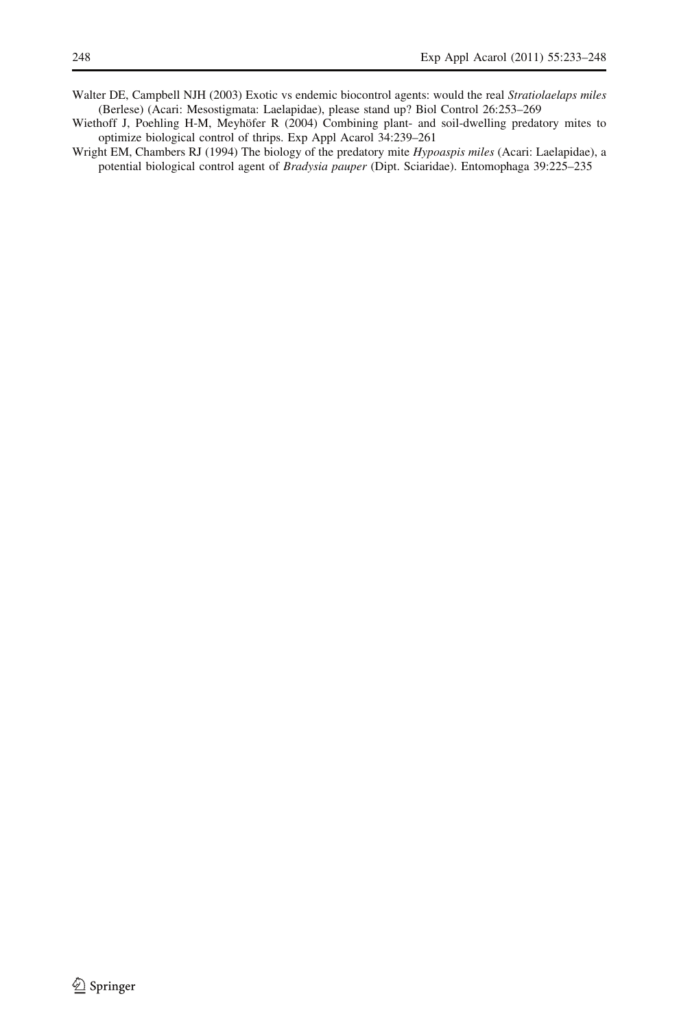Walter DE, Campbell NJH (2003) Exotic vs endemic biocontrol agents: would the real *Stratiolaelaps miles* (Berlese) (Acari: Mesostigmata: Laelapidae), please stand up? Biol Control 26:253–269

Wiethoff J, Poehling H-M, Meyhöfer R (2004) Combining plant- and soil-dwelling predatory mites to optimize biological control of thrips. Exp Appl Acarol 34:239–261

Wright EM, Chambers RJ (1994) The biology of the predatory mite *Hypoaspis miles* (Acari: Laelapidae), a potential biological control agent of *Bradysia pauper* (Dipt. Sciaridae). Entomophaga 39:225–235